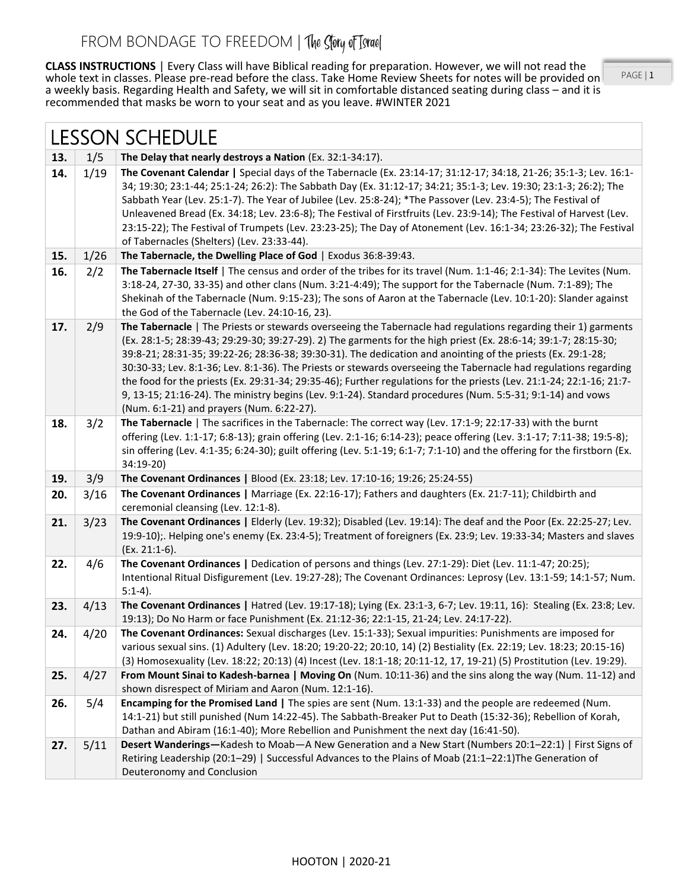# FROM BONDAGE TO FREEDOM | The Story of Israel

**CLASS INSTRUCTIONS** | Every Class will have Biblical reading for preparation. However, we will not read the whole text in classes. Please pre-read before the class. Take Home Review Sheets for notes will be provided on a weekly basis. Regarding Health and Safety, we will sit in comfortable distanced seating during class – and it is recommended that masks be worn to your seat and as you leave. #WINTER 2021

## LESSON SCHEDULE

| | | |
|---|---|---|
| **13.** | 1/5 | **The Delay that nearly destroys a Nation** (Ex. 32:1-34:17). |
| **14.** | 1/19 | **The Covenant Calendar \|** Special days of the Tabernacle (Ex. 23:14-17; 31:12-17; 34:18, 21-26; 35:1-3; Lev. 16:1-34; 19:30; 23:1-44; 25:1-24; 26:2): The Sabbath Day (Ex. 31:12-17; 34:21; 35:1-3; Lev. 19:30; 23:1-3; 26:2); The Sabbath Year (Lev. 25:1-7). The Year of Jubilee (Lev. 25:8-24); *The Passover (Lev. 23:4-5); The Festival of Unleavened Bread (Ex. 34:18; Lev. 23:6-8); The Festival of Firstfruits (Lev. 23:9-14); The Festival of Harvest (Lev. 23:15-22); The Festival of Trumpets (Lev. 23:23-25); The Day of Atonement (Lev. 16:1-34; 23:26-32); The Festival of Tabernacles (Shelters) (Lev. 23:33-44). |
| **15.** | 1/26 | **The Tabernacle, the Dwelling Place of God** \| Exodus 36:8-39:43. |
| **16.** | 2/2 | **The Tabernacle Itself** \| The census and order of the tribes for its travel (Num. 1:1-46; 2:1-34): The Levites (Num. 3:18-24, 27-30, 33-35) and other clans (Num. 3:21-4:49); The support for the Tabernacle (Num. 7:1-89); The Shekinah of the Tabernacle (Num. 9:15-23); The sons of Aaron at the Tabernacle (Lev. 10:1-20): Slander against the God of the Tabernacle (Lev. 24:10-16, 23). |
| **17.** | 2/9 | **The Tabernacle** \| The Priests or stewards overseeing the Tabernacle had regulations regarding their 1) garments (Ex. 28:1-5; 28:39-43; 29:29-30; 39:27-29). 2) The garments for the high priest (Ex. 28:6-14; 39:1-7; 28:15-30; 39:8-21; 28:31-35; 39:22-26; 28:36-38; 39:30-31). The dedication and anointing of the priests (Ex. 29:1-28; 30:30-33; Lev. 8:1-36; Lev. 8:1-36). The Priests or stewards overseeing the Tabernacle had regulations regarding the food for the priests (Ex. 29:31-34; 29:35-46); Further regulations for the priests (Lev. 21:1-24; 22:1-16; 21:7-9, 13-15; 21:16-24). The ministry begins (Lev. 9:1-24). Standard procedures (Num. 5:5-31; 9:1-14) and vows (Num. 6:1-21) and prayers (Num. 6:22-27). |
| **18.** | 3/2 | **The Tabernacle** \| The sacrifices in the Tabernacle: The correct way (Lev. 17:1-9; 22:17-33) with the burnt offering (Lev. 1:1-17; 6:8-13); grain offering (Lev. 2:1-16; 6:14-23); peace offering (Lev. 3:1-17; 7:11-38; 19:5-8); sin offering (Lev. 4:1-35; 6:24-30); guilt offering (Lev. 5:1-19; 6:1-7; 7:1-10) and the offering for the firstborn (Ex. 34:19-20) |
| **19.** | 3/9 | **The Covenant Ordinances \|** Blood (Ex. 23:18; Lev. 17:10-16; 19:26; 25:24-55) |
| **20.** | 3/16 | **The Covenant Ordinances \|** Marriage (Ex. 22:16-17); Fathers and daughters (Ex. 21:7-11); Childbirth and ceremonial cleansing (Lev. 12:1-8). |
| **21.** | 3/23 | **The Covenant Ordinances \|** Elderly (Lev. 19:32); Disabled (Lev. 19:14): The deaf and the Poor (Ex. 22:25-27; Lev. 19:9-10);. Helping one's enemy (Ex. 23:4-5); Treatment of foreigners (Ex. 23:9; Lev. 19:33-34; Masters and slaves (Ex. 21:1-6). |
| **22.** | 4/6 | **The Covenant Ordinances \|** Dedication of persons and things (Lev. 27:1-29): Diet (Lev. 11:1-47; 20:25); Intentional Ritual Disfigurement (Lev. 19:27-28); The Covenant Ordinances: Leprosy (Lev. 13:1-59; 14:1-57; Num. 5:1-4). |
| **23.** | 4/13 | **The Covenant Ordinances \|** Hatred (Lev. 19:17-18); Lying (Ex. 23:1-3, 6-7; Lev. 19:11, 16): Stealing (Ex. 23:8; Lev. 19:13); Do No Harm or face Punishment (Ex. 21:12-36; 22:1-15, 21-24; Lev. 24:17-22). |
| **24.** | 4/20 | **The Covenant Ordinances:** Sexual discharges (Lev. 15:1-33); Sexual impurities: Punishments are imposed for various sexual sins. (1) Adultery (Lev. 18:20; 19:20-22; 20:10, 14) (2) Bestiality (Ex. 22:19; Lev. 18:23; 20:15-16) (3) Homosexuality (Lev. 18:22; 20:13) (4) Incest (Lev. 18:1-18; 20:11-12, 17, 19-21) (5) Prostitution (Lev. 19:29). |
| **25.** | 4/27 | **From Mount Sinai to Kadesh-barnea \| Moving On** (Num. 10:11-36) and the sins along the way (Num. 11-12) and shown disrespect of Miriam and Aaron (Num. 12:1-16). |
| **26.** | 5/4 | **Encamping for the Promised Land \|** The spies are sent (Num. 13:1-33) and the people are redeemed (Num. 14:1-21) but still punished (Num 14:22-45). The Sabbath-Breaker Put to Death (15:32-36); Rebellion of Korah, Dathan and Abiram (16:1-40); More Rebellion and Punishment the next day (16:41-50). |
| **27.** | 5/11 | **Desert Wanderings—**Kadesh to Moab—A New Generation and a New Start (Numbers 20:1–22:1) \| First Signs of Retiring Leadership (20:1–29) \| Successful Advances to the Plains of Moab (21:1–22:1)The Generation of Deuteronomy and Conclusion |

HOOTON | 2020-21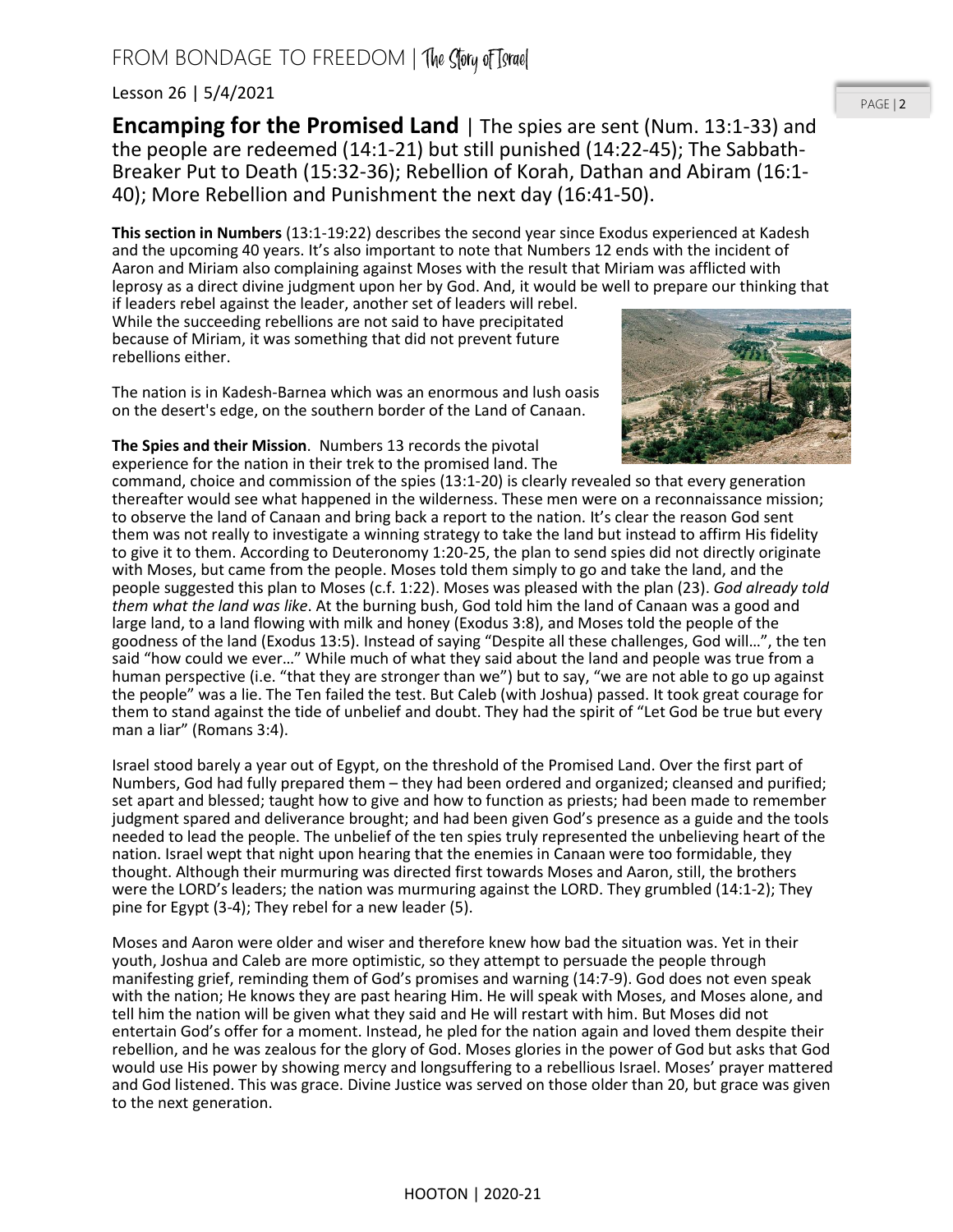Lesson 26 | 5/4/2021

## **Encamping for the Promised Land** | The spies are sent (Num. 13:1-33) and the people are redeemed (14:1-21) but still punished (14:22-45); The Sabbath-Breaker Put to Death (15:32-36); Rebellion of Korah, Dathan and Abiram (16:1-40); More Rebellion and Punishment the next day (16:41-50).

**This section in Numbers** (13:1-19:22) describes the second year since Exodus experienced at Kadesh and the upcoming 40 years. It's also important to note that Numbers 12 ends with the incident of Aaron and Miriam also complaining against Moses with the result that Miriam was afflicted with leprosy as a direct divine judgment upon her by God. And, it would be well to prepare our thinking that if leaders rebel against the leader, another set of leaders will rebel. While the succeeding rebellions are not said to have precipitated because of Miriam, it was something that did not prevent future rebellions either.

The nation is in Kadesh-Barnea which was an enormous and lush oasis on the desert's edge, on the southern border of the Land of Canaan.

**The Spies and their Mission**. Numbers 13 records the pivotal experience for the nation in their trek to the promised land. The command, choice and commission of the spies (13:1-20) is clearly revealed so that every generation thereafter would see what happened in the wilderness. These men were on a reconnaissance mission; to observe the land of Canaan and bring back a report to the nation. It's clear the reason God sent them was not really to investigate a winning strategy to take the land but instead to affirm His fidelity to give it to them. According to Deuteronomy 1:20-25, the plan to send spies did not directly originate with Moses, but came from the people. Moses told them simply to go and take the land, and the people suggested this plan to Moses (c.f. 1:22). Moses was pleased with the plan (23). *God already told them what the land was like*. At the burning bush, God told him the land of Canaan was a good and large land, to a land flowing with milk and honey (Exodus 3:8), and Moses told the people of the goodness of the land (Exodus 13:5). Instead of saying "Despite all these challenges, God will…", the ten said "how could we ever…" While much of what they said about the land and people was true from a human perspective (i.e. "that they are stronger than we") but to say, "we are not able to go up against the people" was a lie. The Ten failed the test. But Caleb (with Joshua) passed. It took great courage for them to stand against the tide of unbelief and doubt. They had the spirit of "Let God be true but every man a liar" (Romans 3:4).

Israel stood barely a year out of Egypt, on the threshold of the Promised Land. Over the first part of Numbers, God had fully prepared them – they had been ordered and organized; cleansed and purified; set apart and blessed; taught how to give and how to function as priests; had been made to remember judgment spared and deliverance brought; and had been given God's presence as a guide and the tools needed to lead the people. The unbelief of the ten spies truly represented the unbelieving heart of the nation. Israel wept that night upon hearing that the enemies in Canaan were too formidable, they thought. Although their murmuring was directed first towards Moses and Aaron, still, the brothers were the LORD's leaders; the nation was murmuring against the LORD. They grumbled (14:1-2); They pine for Egypt (3-4); They rebel for a new leader (5).

Moses and Aaron were older and wiser and therefore knew how bad the situation was. Yet in their youth, Joshua and Caleb are more optimistic, so they attempt to persuade the people through manifesting grief, reminding them of God's promises and warning (14:7-9). God does not even speak with the nation; He knows they are past hearing Him. He will speak with Moses, and Moses alone, and tell him the nation will be given what they said and He will restart with him. But Moses did not entertain God's offer for a moment. Instead, he pled for the nation again and loved them despite their rebellion, and he was zealous for the glory of God. Moses glories in the power of God but asks that God would use His power by showing mercy and longsuffering to a rebellious Israel. Moses' prayer mattered and God listened. This was grace. Divine Justice was served on those older than 20, but grace was given to the next generation.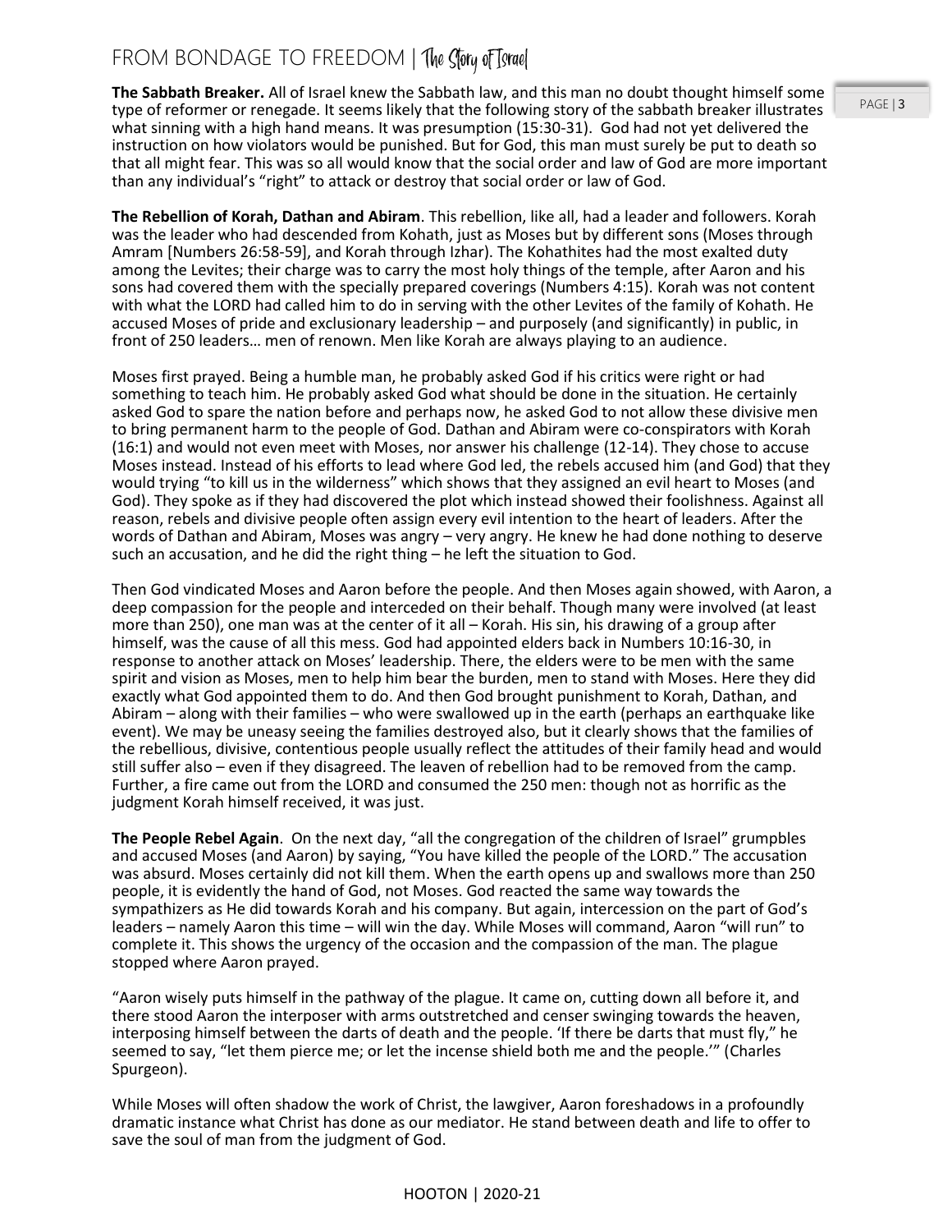**The Sabbath Breaker.** All of Israel knew the Sabbath law, and this man no doubt thought himself some type of reformer or renegade. It seems likely that the following story of the sabbath breaker illustrates what sinning with a high hand means. It was presumption (15:30-31). God had not yet delivered the instruction on how violators would be punished. But for God, this man must surely be put to death so that all might fear. This was so all would know that the social order and law of God are more important than any individual's "right" to attack or destroy that social order or law of God.

**The Rebellion of Korah, Dathan and Abiram**. This rebellion, like all, had a leader and followers. Korah was the leader who had descended from Kohath, just as Moses but by different sons (Moses through Amram [Numbers 26:58-59], and Korah through Izhar). The Kohathites had the most exalted duty among the Levites; their charge was to carry the most holy things of the temple, after Aaron and his sons had covered them with the specially prepared coverings (Numbers 4:15). Korah was not content with what the LORD had called him to do in serving with the other Levites of the family of Kohath. He accused Moses of pride and exclusionary leadership – and purposely (and significantly) in public, in front of 250 leaders… men of renown. Men like Korah are always playing to an audience.

Moses first prayed. Being a humble man, he probably asked God if his critics were right or had something to teach him. He probably asked God what should be done in the situation. He certainly asked God to spare the nation before and perhaps now, he asked God to not allow these divisive men to bring permanent harm to the people of God. Dathan and Abiram were co-conspirators with Korah (16:1) and would not even meet with Moses, nor answer his challenge (12-14). They chose to accuse Moses instead. Instead of his efforts to lead where God led, the rebels accused him (and God) that they would trying "to kill us in the wilderness" which shows that they assigned an evil heart to Moses (and God). They spoke as if they had discovered the plot which instead showed their foolishness. Against all reason, rebels and divisive people often assign every evil intention to the heart of leaders. After the words of Dathan and Abiram, Moses was angry – very angry. He knew he had done nothing to deserve such an accusation, and he did the right thing – he left the situation to God.

Then God vindicated Moses and Aaron before the people. And then Moses again showed, with Aaron, a deep compassion for the people and interceded on their behalf. Though many were involved (at least more than 250), one man was at the center of it all – Korah. His sin, his drawing of a group after himself, was the cause of all this mess. God had appointed elders back in Numbers 10:16-30, in response to another attack on Moses' leadership. There, the elders were to be men with the same spirit and vision as Moses, men to help him bear the burden, men to stand with Moses. Here they did exactly what God appointed them to do. And then God brought punishment to Korah, Dathan, and Abiram – along with their families – who were swallowed up in the earth (perhaps an earthquake like event). We may be uneasy seeing the families destroyed also, but it clearly shows that the families of the rebellious, divisive, contentious people usually reflect the attitudes of their family head and would still suffer also – even if they disagreed. The leaven of rebellion had to be removed from the camp. Further, a fire came out from the LORD and consumed the 250 men: though not as horrific as the judgment Korah himself received, it was just.

**The People Rebel Again**. On the next day, "all the congregation of the children of Israel" grumpbles and accused Moses (and Aaron) by saying, "You have killed the people of the LORD." The accusation was absurd. Moses certainly did not kill them. When the earth opens up and swallows more than 250 people, it is evidently the hand of God, not Moses. God reacted the same way towards the sympathizers as He did towards Korah and his company. But again, intercession on the part of God's leaders – namely Aaron this time – will win the day. While Moses will command, Aaron "will run" to complete it. This shows the urgency of the occasion and the compassion of the man. The plague stopped where Aaron prayed.

"Aaron wisely puts himself in the pathway of the plague. It came on, cutting down all before it, and there stood Aaron the interposer with arms outstretched and censer swinging towards the heaven, interposing himself between the darts of death and the people. 'If there be darts that must fly," he seemed to say, "let them pierce me; or let the incense shield both me and the people.'" (Charles Spurgeon).

While Moses will often shadow the work of Christ, the lawgiver, Aaron foreshadows in a profoundly dramatic instance what Christ has done as our mediator. He stand between death and life to offer to save the soul of man from the judgment of God.